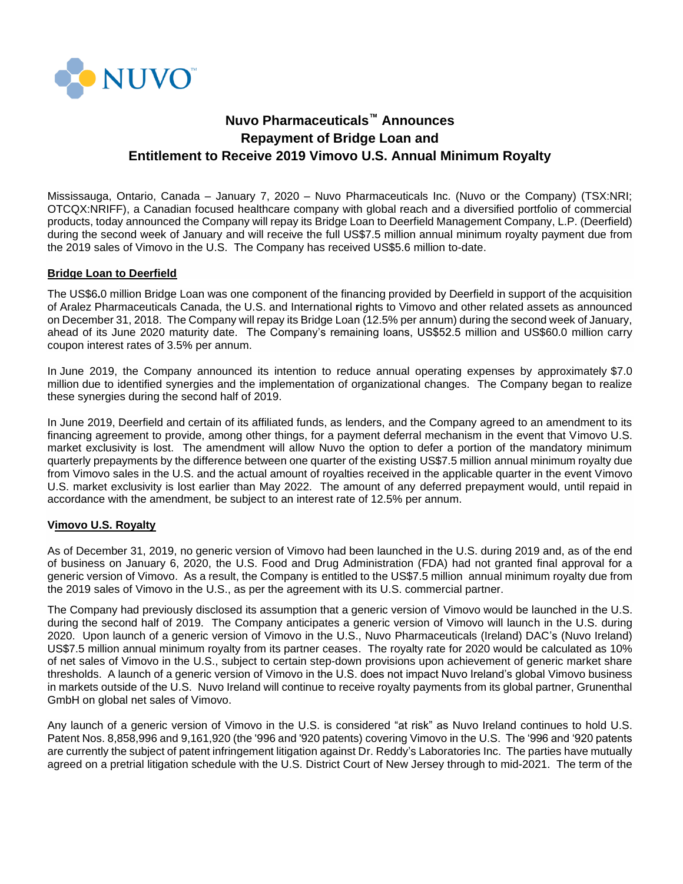NUVO™

# Nuvo Pharmaceuticals™ Announces Repayment of Bridge Loan and Entitlement to Receive 2019 Vimovo U.S. Annual Minimum Royalty

Mississauga, Ontario, Canada – January 7, 2020 – Nuvo Pharmaceuticals Inc. (Nuvo or the Company) (TSX:NRI; OTCQX:NRIFF), a Canadian focused healthcare company with global reach and a diversified portfolio of commercial products, today announced the Company will repay its Bridge Loan to Deerfield Management Company, L.P. (Deerfield) during the second week of January and will receive the full US$7.5 million annual minimum royalty payment due from the 2019 sales of Vimovo in the U.S. The Company has received US$5.6 million to-date.

## Bridge Loan to Deerfield

The US$6.0 million Bridge Loan was one component of the financing provided by Deerfield in support of the acquisition of Aralez Pharmaceuticals Canada, the U.S. and International rights to Vimovo and other related assets as announced on December 31, 2018. The Company will repay its Bridge Loan (12.5% per annum) during the second week of January, ahead of its June 2020 maturity date. The Company's remaining loans, US$52.5 million and US$60.0 million carry coupon interest rates of 3.5% per annum.

In June 2019, the Company announced its intention to reduce annual operating expenses by approximately $7.0 million due to identified synergies and the implementation of organizational changes. The Company began to realize these synergies during the second half of 2019.

In June 2019, Deerfield and certain of its affiliated funds, as lenders, and the Company agreed to an amendment to its financing agreement to provide, among other things, for a payment deferral mechanism in the event that Vimovo U.S. market exclusivity is lost. The amendment will allow Nuvo the option to defer a portion of the mandatory minimum quarterly prepayments by the difference between one quarter of the existing US$7.5 million annual minimum royalty due from Vimovo sales in the U.S. and the actual amount of royalties received in the applicable quarter in the event Vimovo U.S. market exclusivity is lost earlier than May 2022. The amount of any deferred prepayment would, until repaid in accordance with the amendment, be subject to an interest rate of 12.5% per annum.

## Vimovo U.S. Royalty

As of December 31, 2019, no generic version of Vimovo had been launched in the U.S. during 2019 and, as of the end of business on January 6, 2020, the U.S. Food and Drug Administration (FDA) had not granted final approval for a generic version of Vimovo. As a result, the Company is entitled to the US$7.5 million annual minimum royalty due from the 2019 sales of Vimovo in the U.S., as per the agreement with its U.S. commercial partner.

The Company had previously disclosed its assumption that a generic version of Vimovo would be launched in the U.S. during the second half of 2019. The Company anticipates a generic version of Vimovo will launch in the U.S. during 2020. Upon launch of a generic version of Vimovo in the U.S., Nuvo Pharmaceuticals (Ireland) DAC's (Nuvo Ireland) US$7.5 million annual minimum royalty from its partner ceases. The royalty rate for 2020 would be calculated as 10% of net sales of Vimovo in the U.S., subject to certain step-down provisions upon achievement of generic market share thresholds. A launch of a generic version of Vimovo in the U.S. does not impact Nuvo Ireland's global Vimovo business in markets outside of the U.S. Nuvo Ireland will continue to receive royalty payments from its global partner, Grunenthal GmbH on global net sales of Vimovo.

Any launch of a generic version of Vimovo in the U.S. is considered "at risk" as Nuvo Ireland continues to hold U.S. Patent Nos. 8,858,996 and 9,161,920 (the '996 and '920 patents) covering Vimovo in the U.S. The '996 and '920 patents are currently the subject of patent infringement litigation against Dr. Reddy's Laboratories Inc. The parties have mutually agreed on a pretrial litigation schedule with the U.S. District Court of New Jersey through to mid-2021. The term of the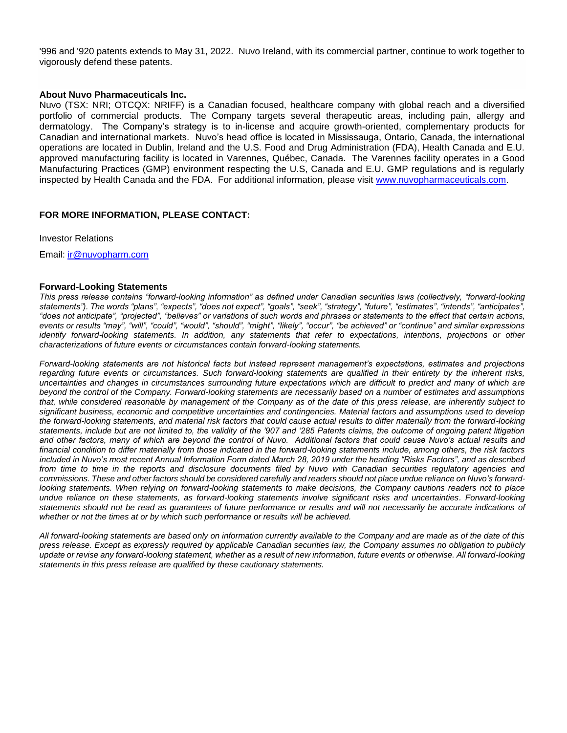'996 and '920 patents extends to May 31, 2022. Nuvo Ireland, with its commercial partner, continue to work together to vigorously defend these patents.

**About Nuvo Pharmaceuticals Inc.**

Nuvo (TSX: NRI; OTCQX: NRIFF) is a Canadian focused, healthcare company with global reach and a diversified portfolio of commercial products. The Company targets several therapeutic areas, including pain, allergy and dermatology. The Company's strategy is to in-license and acquire growth-oriented, complementary products for Canadian and international markets. Nuvo's head office is located in Mississauga, Ontario, Canada, the international operations are located in Dublin, Ireland and the U.S. Food and Drug Administration (FDA), Health Canada and E.U. approved manufacturing facility is located in Varennes, Québec, Canada. The Varennes facility operates in a Good Manufacturing Practices (GMP) environment respecting the U.S, Canada and E.U. GMP regulations and is regularly inspected by Health Canada and the FDA. For additional information, please visit www.nuvopharmaceuticals.com.

**FOR MORE INFORMATION, PLEASE CONTACT:**

Investor Relations

Email: ir@nuvopharm.com

**Forward-Looking Statements**

*This press release contains "forward-looking information" as defined under Canadian securities laws (collectively, "forward-looking statements"). The words "plans", "expects", "does not expect", "goals", "seek", "strategy", "future", "estimates", "intends", "anticipates", "does not anticipate", "projected", "believes" or variations of such words and phrases or statements to the effect that certain actions, events or results "may", "will", "could", "would", "should", "might", "likely", "occur", "be achieved" or "continue" and similar expressions identify forward-looking statements. In addition, any statements that refer to expectations, intentions, projections or other characterizations of future events or circumstances contain forward-looking statements.*

*Forward-looking statements are not historical facts but instead represent management's expectations, estimates and projections regarding future events or circumstances. Such forward-looking statements are qualified in their entirety by the inherent risks, uncertainties and changes in circumstances surrounding future expectations which are difficult to predict and many of which are beyond the control of the Company. Forward-looking statements are necessarily based on a number of estimates and assumptions that, while considered reasonable by management of the Company as of the date of this press release, are inherently subject to significant business, economic and competitive uncertainties and contingencies. Material factors and assumptions used to develop the forward-looking statements, and material risk factors that could cause actual results to differ materially from the forward-looking statements, include but are not limited to, the validity of the '907 and '285 Patents claims, the outcome of ongoing patent litigation and other factors, many of which are beyond the control of Nuvo. Additional factors that could cause Nuvo's actual results and financial condition to differ materially from those indicated in the forward-looking statements include, among others, the risk factors included in Nuvo's most recent Annual Information Form dated March 28, 2019 under the heading "Risks Factors", and as described from time to time in the reports and disclosure documents filed by Nuvo with Canadian securities regulatory agencies and commissions. These and other factors should be considered carefully and readers should not place undue reliance on Nuvo's forward-looking statements. When relying on forward-looking statements to make decisions, the Company cautions readers not to place undue reliance on these statements, as forward-looking statements involve significant risks and uncertainties. Forward-looking statements should not be read as guarantees of future performance or results and will not necessarily be accurate indications of whether or not the times at or by which such performance or results will be achieved.*

*All forward-looking statements are based only on information currently available to the Company and are made as of the date of this press release. Except as expressly required by applicable Canadian securities law, the Company assumes no obligation to publicly update or revise any forward-looking statement, whether as a result of new information, future events or otherwise. All forward-looking statements in this press release are qualified by these cautionary statements.*